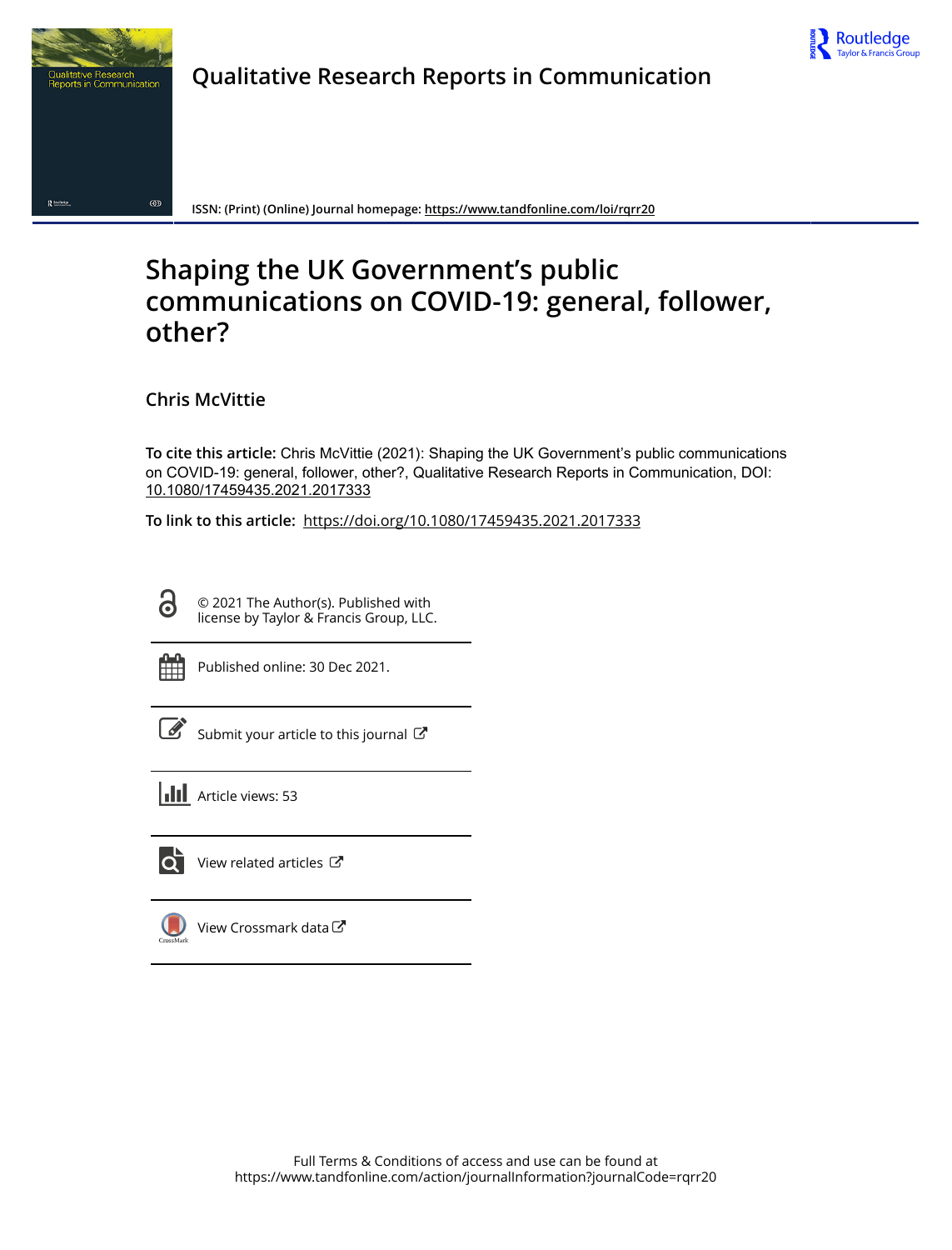# Qualitative Research Reports in Communication

**ISSN: (Print) (Online) Journal homepage:** https://www.tandfonline.com/loi/rqrr20

# Shaping the UK Government's public communications on COVID-19: general, follower, other?

## Chris McVittie

**To cite this article:** Chris McVittie (2021): Shaping the UK Government's public communications on COVID-19: general, follower, other?, Qualitative Research Reports in Communication, DOI: 10.1080/17459435.2021.2017333

**To link to this article:** https://doi.org/10.1080/17459435.2021.2017333

© 2021 The Author(s). Published with license by Taylor & Francis Group, LLC.

Published online: 30 Dec 2021.

Submit your article to this journal

Article views: 53

View related articles

View Crossmark data

Full Terms & Conditions of access and use can be found at https://www.tandfonline.com/action/journalInformation?journalCode=rqrr20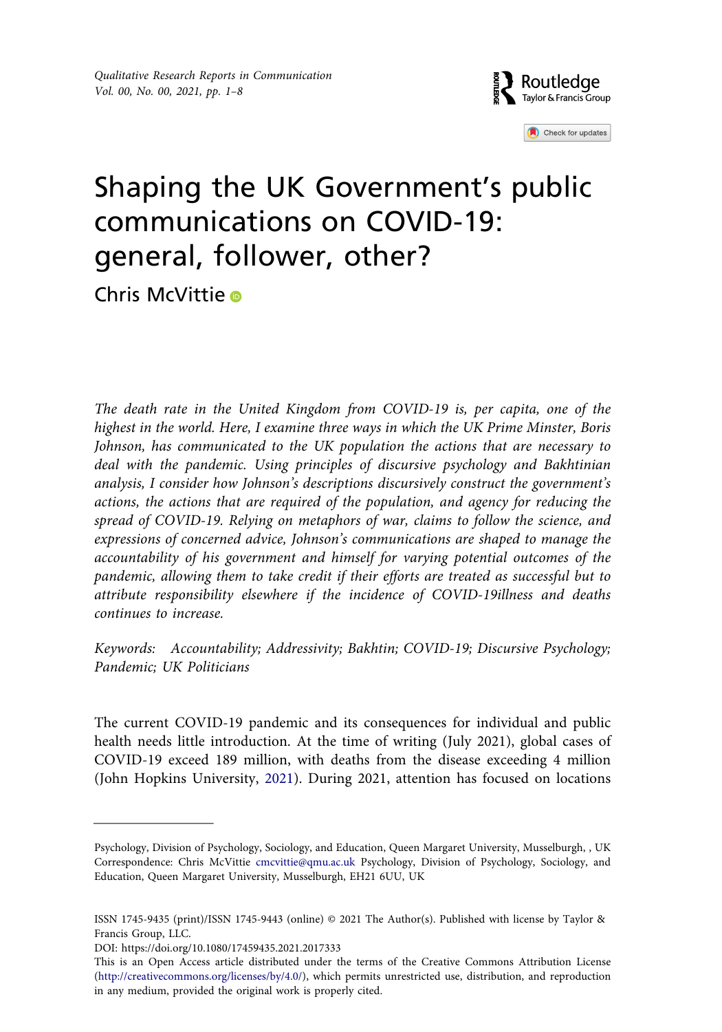# Shaping the UK Government's public communications on COVID-19: general, follower, other?

Chris McVittie

*The death rate in the United Kingdom from COVID-19 is, per capita, one of the highest in the world. Here, I examine three ways in which the UK Prime Minster, Boris Johnson, has communicated to the UK population the actions that are necessary to deal with the pandemic. Using principles of discursive psychology and Bakhtinian analysis, I consider how Johnson's descriptions discursively construct the government's actions, the actions that are required of the population, and agency for reducing the spread of COVID-19. Relying on metaphors of war, claims to follow the science, and expressions of concerned advice, Johnson's communications are shaped to manage the accountability of his government and himself for varying potential outcomes of the pandemic, allowing them to take credit if their efforts are treated as successful but to attribute responsibility elsewhere if the incidence of COVID-19illness and deaths continues to increase.*

*Keywords: Accountability; Addressivity; Bakhtin; COVID-19; Discursive Psychology; Pandemic; UK Politicians*

The current COVID-19 pandemic and its consequences for individual and public health needs little introduction. At the time of writing (July 2021), global cases of COVID-19 exceed 189 million, with deaths from the disease exceeding 4 million (John Hopkins University, 2021). During 2021, attention has focused on locations

---

Psychology, Division of Psychology, Sociology, and Education, Queen Margaret University, Musselburgh, , UK
Correspondence: Chris McVittie cmcvittie@qmu.ac.uk Psychology, Division of Psychology, Sociology, and Education, Queen Margaret University, Musselburgh, EH21 6UU, UK

ISSN 1745-9435 (print)/ISSN 1745-9443 (online) © 2021 The Author(s). Published with license by Taylor & Francis Group, LLC.
DOI: https://doi.org/10.1080/17459435.2021.2017333
This is an Open Access article distributed under the terms of the Creative Commons Attribution License (http://creativecommons.org/licenses/by/4.0/), which permits unrestricted use, distribution, and reproduction in any medium, provided the original work is properly cited.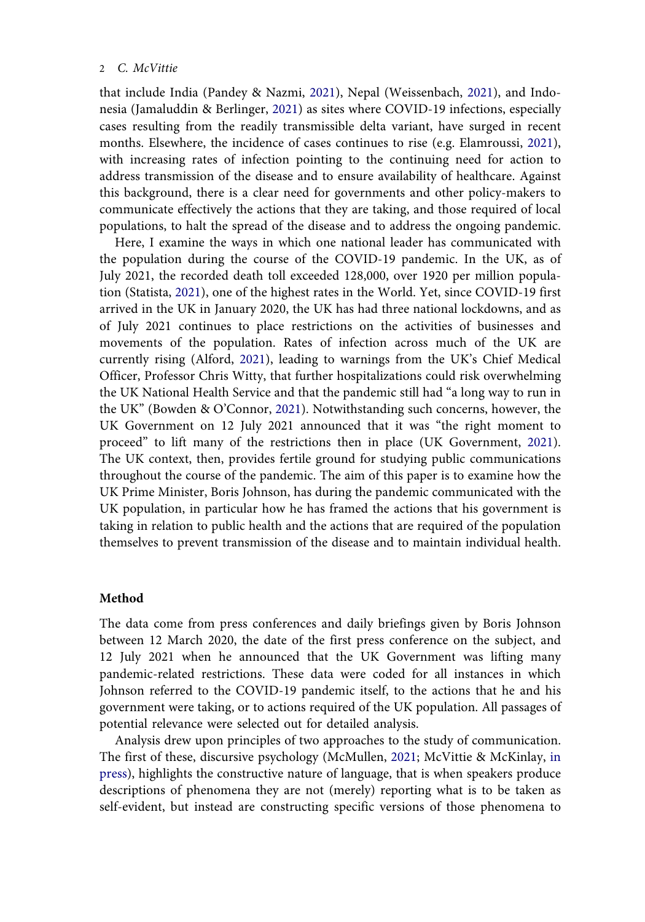that include India (Pandey & Nazmi, 2021), Nepal (Weissenbach, 2021), and Indonesia (Jamaluddin & Berlinger, 2021) as sites where COVID-19 infections, especially cases resulting from the readily transmissible delta variant, have surged in recent months. Elsewhere, the incidence of cases continues to rise (e.g. Elamroussi, 2021), with increasing rates of infection pointing to the continuing need for action to address transmission of the disease and to ensure availability of healthcare. Against this background, there is a clear need for governments and other policy-makers to communicate effectively the actions that they are taking, and those required of local populations, to halt the spread of the disease and to address the ongoing pandemic.

Here, I examine the ways in which one national leader has communicated with the population during the course of the COVID-19 pandemic. In the UK, as of July 2021, the recorded death toll exceeded 128,000, over 1920 per million population (Statista, 2021), one of the highest rates in the World. Yet, since COVID-19 first arrived in the UK in January 2020, the UK has had three national lockdowns, and as of July 2021 continues to place restrictions on the activities of businesses and movements of the population. Rates of infection across much of the UK are currently rising (Alford, 2021), leading to warnings from the UK's Chief Medical Officer, Professor Chris Witty, that further hospitalizations could risk overwhelming the UK National Health Service and that the pandemic still had "a long way to run in the UK" (Bowden & O'Connor, 2021). Notwithstanding such concerns, however, the UK Government on 12 July 2021 announced that it was "the right moment to proceed" to lift many of the restrictions then in place (UK Government, 2021). The UK context, then, provides fertile ground for studying public communications throughout the course of the pandemic. The aim of this paper is to examine how the UK Prime Minister, Boris Johnson, has during the pandemic communicated with the UK population, in particular how he has framed the actions that his government is taking in relation to public health and the actions that are required of the population themselves to prevent transmission of the disease and to maintain individual health.

## Method

The data come from press conferences and daily briefings given by Boris Johnson between 12 March 2020, the date of the first press conference on the subject, and 12 July 2021 when he announced that the UK Government was lifting many pandemic-related restrictions. These data were coded for all instances in which Johnson referred to the COVID-19 pandemic itself, to the actions that he and his government were taking, or to actions required of the UK population. All passages of potential relevance were selected out for detailed analysis.

Analysis drew upon principles of two approaches to the study of communication. The first of these, discursive psychology (McMullen, 2021; McVittie & McKinlay, in press), highlights the constructive nature of language, that is when speakers produce descriptions of phenomena they are not (merely) reporting what is to be taken as self-evident, but instead are constructing specific versions of those phenomena to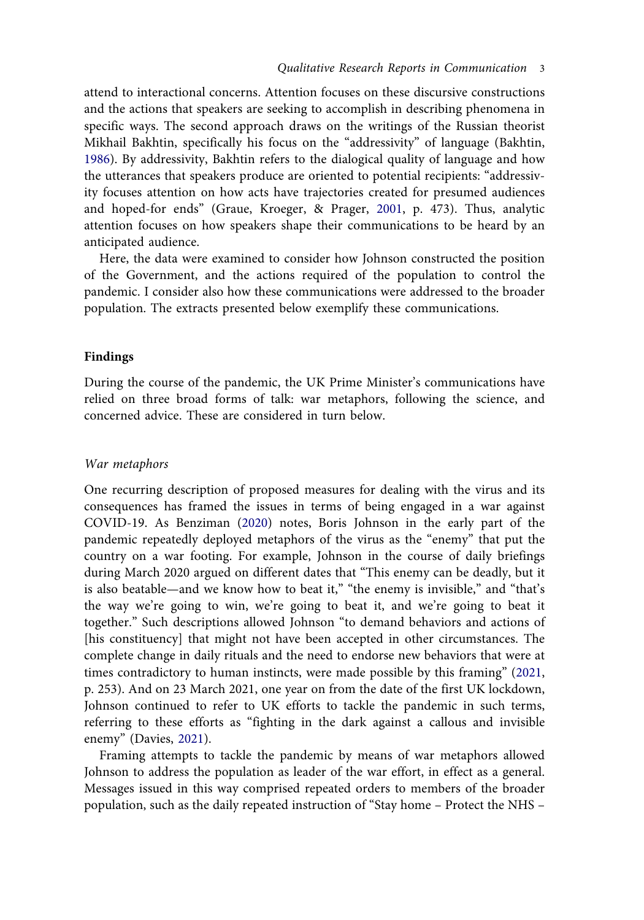attend to interactional concerns. Attention focuses on these discursive constructions and the actions that speakers are seeking to accomplish in describing phenomena in specific ways. The second approach draws on the writings of the Russian theorist Mikhail Bakhtin, specifically his focus on the "addressivity" of language (Bakhtin, 1986). By addressivity, Bakhtin refers to the dialogical quality of language and how the utterances that speakers produce are oriented to potential recipients: "addressivity focuses attention on how acts have trajectories created for presumed audiences and hoped-for ends" (Graue, Kroeger, & Prager, 2001, p. 473). Thus, analytic attention focuses on how speakers shape their communications to be heard by an anticipated audience.

Here, the data were examined to consider how Johnson constructed the position of the Government, and the actions required of the population to control the pandemic. I consider also how these communications were addressed to the broader population. The extracts presented below exemplify these communications.

## Findings

During the course of the pandemic, the UK Prime Minister's communications have relied on three broad forms of talk: war metaphors, following the science, and concerned advice. These are considered in turn below.

### *War metaphors*

One recurring description of proposed measures for dealing with the virus and its consequences has framed the issues in terms of being engaged in a war against COVID-19. As Benziman (2020) notes, Boris Johnson in the early part of the pandemic repeatedly deployed metaphors of the virus as the "enemy" that put the country on a war footing. For example, Johnson in the course of daily briefings during March 2020 argued on different dates that "This enemy can be deadly, but it is also beatable—and we know how to beat it," "the enemy is invisible," and "that's the way we're going to win, we're going to beat it, and we're going to beat it together." Such descriptions allowed Johnson "to demand behaviors and actions of [his constituency] that might not have been accepted in other circumstances. The complete change in daily rituals and the need to endorse new behaviors that were at times contradictory to human instincts, were made possible by this framing" (2021, p. 253). And on 23 March 2021, one year on from the date of the first UK lockdown, Johnson continued to refer to UK efforts to tackle the pandemic in such terms, referring to these efforts as "fighting in the dark against a callous and invisible enemy" (Davies, 2021).

Framing attempts to tackle the pandemic by means of war metaphors allowed Johnson to address the population as leader of the war effort, in effect as a general. Messages issued in this way comprised repeated orders to members of the broader population, such as the daily repeated instruction of "Stay home – Protect the NHS –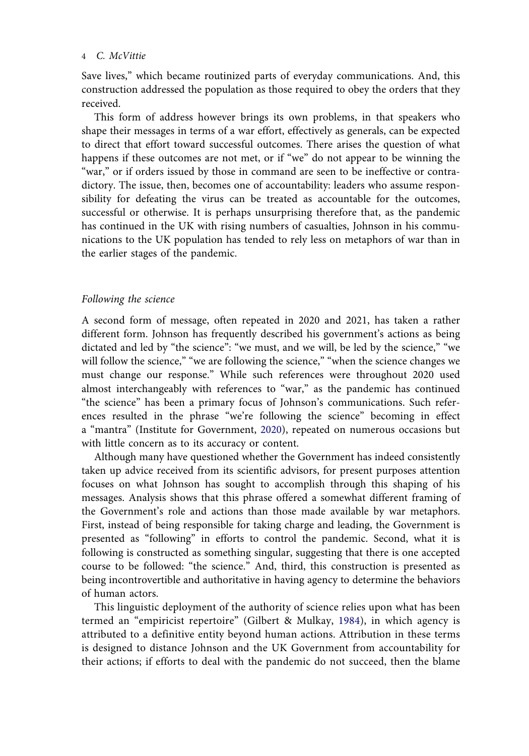Save lives," which became routinized parts of everyday communications. And, this construction addressed the population as those required to obey the orders that they received.

This form of address however brings its own problems, in that speakers who shape their messages in terms of a war effort, effectively as generals, can be expected to direct that effort toward successful outcomes. There arises the question of what happens if these outcomes are not met, or if "we" do not appear to be winning the "war," or if orders issued by those in command are seen to be ineffective or contradictory. The issue, then, becomes one of accountability: leaders who assume responsibility for defeating the virus can be treated as accountable for the outcomes, successful or otherwise. It is perhaps unsurprising therefore that, as the pandemic has continued in the UK with rising numbers of casualties, Johnson in his communications to the UK population has tended to rely less on metaphors of war than in the earlier stages of the pandemic.

### *Following the science*

A second form of message, often repeated in 2020 and 2021, has taken a rather different form. Johnson has frequently described his government's actions as being dictated and led by "the science": "we must, and we will, be led by the science," "we will follow the science," "we are following the science," "when the science changes we must change our response." While such references were throughout 2020 used almost interchangeably with references to "war," as the pandemic has continued "the science" has been a primary focus of Johnson's communications. Such references resulted in the phrase "we're following the science" becoming in effect a "mantra" (Institute for Government, 2020), repeated on numerous occasions but with little concern as to its accuracy or content.

Although many have questioned whether the Government has indeed consistently taken up advice received from its scientific advisors, for present purposes attention focuses on what Johnson has sought to accomplish through this shaping of his messages. Analysis shows that this phrase offered a somewhat different framing of the Government's role and actions than those made available by war metaphors. First, instead of being responsible for taking charge and leading, the Government is presented as "following" in efforts to control the pandemic. Second, what it is following is constructed as something singular, suggesting that there is one accepted course to be followed: "the science." And, third, this construction is presented as being incontrovertible and authoritative in having agency to determine the behaviors of human actors.

This linguistic deployment of the authority of science relies upon what has been termed an "empiricist repertoire" (Gilbert & Mulkay, 1984), in which agency is attributed to a definitive entity beyond human actions. Attribution in these terms is designed to distance Johnson and the UK Government from accountability for their actions; if efforts to deal with the pandemic do not succeed, then the blame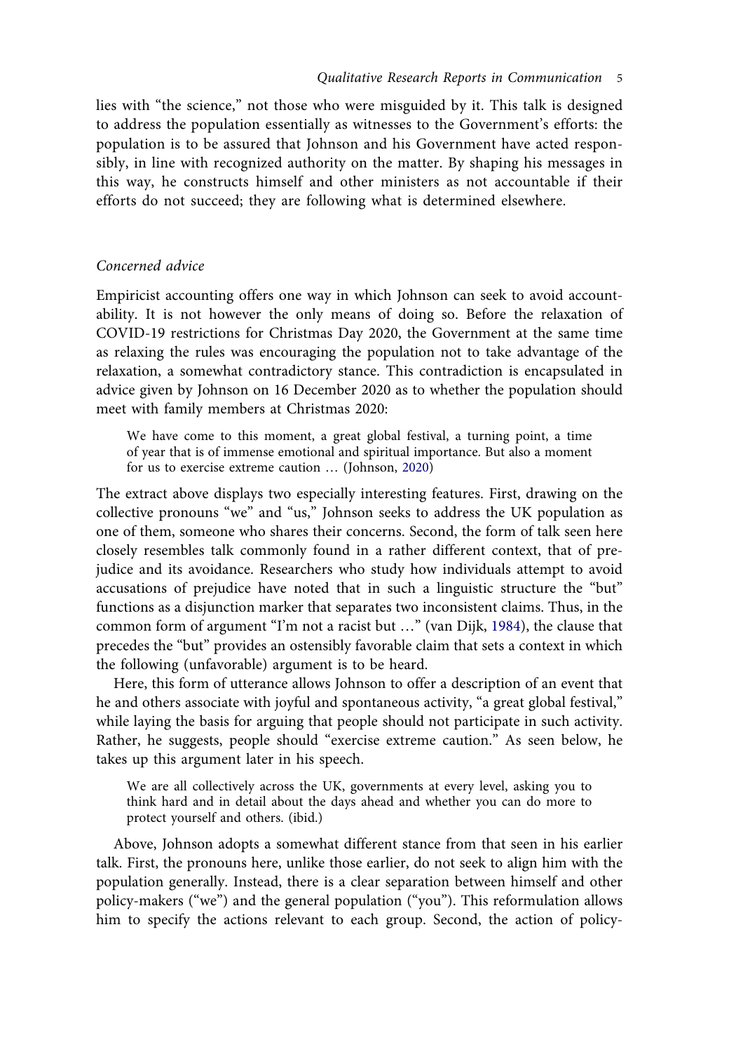lies with "the science," not those who were misguided by it. This talk is designed to address the population essentially as witnesses to the Government's efforts: the population is to be assured that Johnson and his Government have acted responsibly, in line with recognized authority on the matter. By shaping his messages in this way, he constructs himself and other ministers as not accountable if their efforts do not succeed; they are following what is determined elsewhere.

### *Concerned advice*

Empiricist accounting offers one way in which Johnson can seek to avoid accountability. It is not however the only means of doing so. Before the relaxation of COVID-19 restrictions for Christmas Day 2020, the Government at the same time as relaxing the rules was encouraging the population not to take advantage of the relaxation, a somewhat contradictory stance. This contradiction is encapsulated in advice given by Johnson on 16 December 2020 as to whether the population should meet with family members at Christmas 2020:

> We have come to this moment, a great global festival, a turning point, a time of year that is of immense emotional and spiritual importance. But also a moment for us to exercise extreme caution … (Johnson, 2020)

The extract above displays two especially interesting features. First, drawing on the collective pronouns "we" and "us," Johnson seeks to address the UK population as one of them, someone who shares their concerns. Second, the form of talk seen here closely resembles talk commonly found in a rather different context, that of prejudice and its avoidance. Researchers who study how individuals attempt to avoid accusations of prejudice have noted that in such a linguistic structure the "but" functions as a disjunction marker that separates two inconsistent claims. Thus, in the common form of argument "I'm not a racist but …" (van Dijk, 1984), the clause that precedes the "but" provides an ostensibly favorable claim that sets a context in which the following (unfavorable) argument is to be heard.

Here, this form of utterance allows Johnson to offer a description of an event that he and others associate with joyful and spontaneous activity, "a great global festival," while laying the basis for arguing that people should not participate in such activity. Rather, he suggests, people should "exercise extreme caution." As seen below, he takes up this argument later in his speech.

> We are all collectively across the UK, governments at every level, asking you to think hard and in detail about the days ahead and whether you can do more to protect yourself and others. (ibid.)

Above, Johnson adopts a somewhat different stance from that seen in his earlier talk. First, the pronouns here, unlike those earlier, do not seek to align him with the population generally. Instead, there is a clear separation between himself and other policy-makers ("we") and the general population ("you"). This reformulation allows him to specify the actions relevant to each group. Second, the action of policy-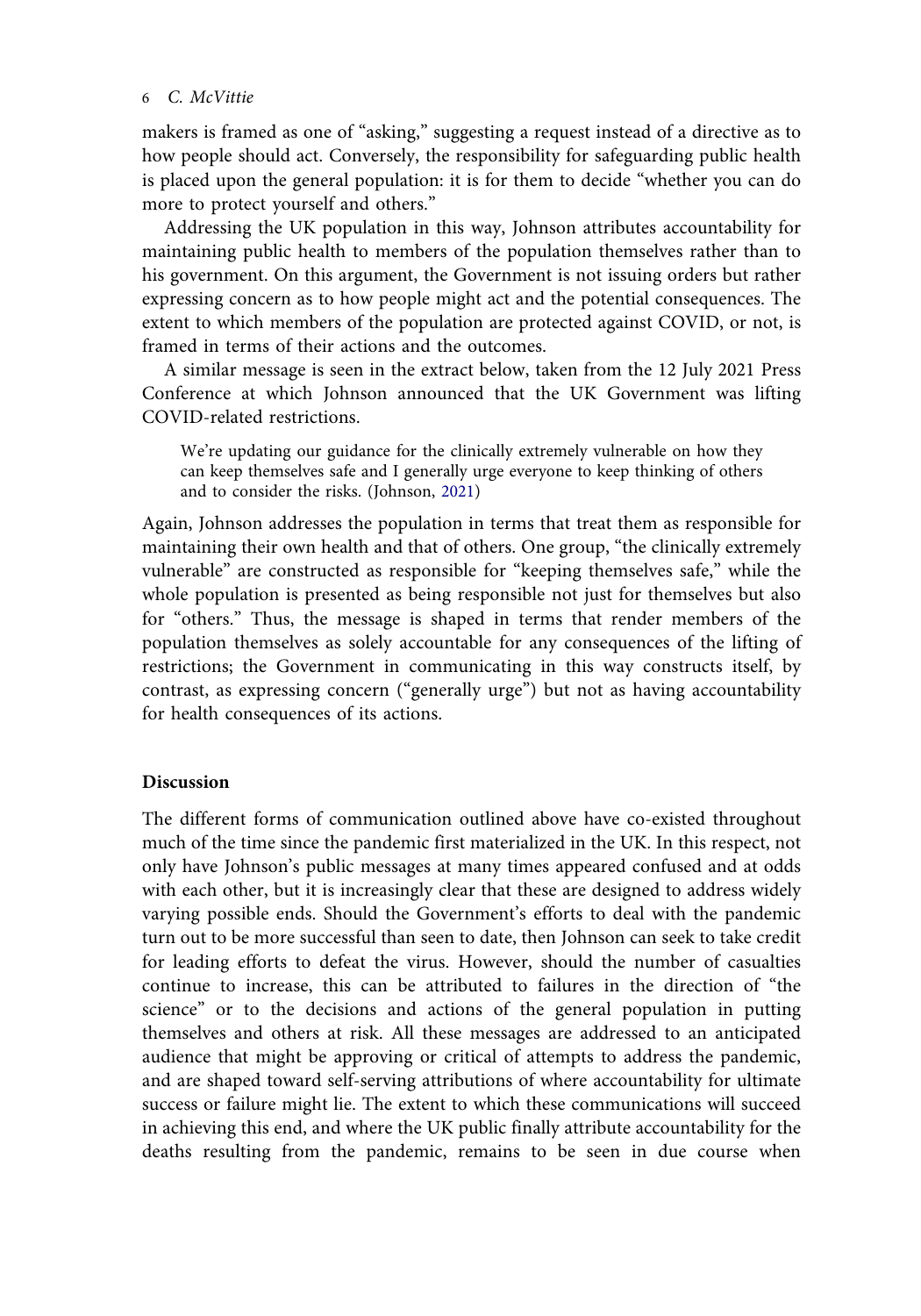makers is framed as one of "asking," suggesting a request instead of a directive as to how people should act. Conversely, the responsibility for safeguarding public health is placed upon the general population: it is for them to decide "whether you can do more to protect yourself and others."

Addressing the UK population in this way, Johnson attributes accountability for maintaining public health to members of the population themselves rather than to his government. On this argument, the Government is not issuing orders but rather expressing concern as to how people might act and the potential consequences. The extent to which members of the population are protected against COVID, or not, is framed in terms of their actions and the outcomes.

A similar message is seen in the extract below, taken from the 12 July 2021 Press Conference at which Johnson announced that the UK Government was lifting COVID-related restrictions.

> We're updating our guidance for the clinically extremely vulnerable on how they can keep themselves safe and I generally urge everyone to keep thinking of others and to consider the risks. (Johnson, 2021)

Again, Johnson addresses the population in terms that treat them as responsible for maintaining their own health and that of others. One group, "the clinically extremely vulnerable" are constructed as responsible for "keeping themselves safe," while the whole population is presented as being responsible not just for themselves but also for "others." Thus, the message is shaped in terms that render members of the population themselves as solely accountable for any consequences of the lifting of restrictions; the Government in communicating in this way constructs itself, by contrast, as expressing concern ("generally urge") but not as having accountability for health consequences of its actions.

## Discussion

The different forms of communication outlined above have co-existed throughout much of the time since the pandemic first materialized in the UK. In this respect, not only have Johnson's public messages at many times appeared confused and at odds with each other, but it is increasingly clear that these are designed to address widely varying possible ends. Should the Government's efforts to deal with the pandemic turn out to be more successful than seen to date, then Johnson can seek to take credit for leading efforts to defeat the virus. However, should the number of casualties continue to increase, this can be attributed to failures in the direction of "the science" or to the decisions and actions of the general population in putting themselves and others at risk. All these messages are addressed to an anticipated audience that might be approving or critical of attempts to address the pandemic, and are shaped toward self-serving attributions of where accountability for ultimate success or failure might lie. The extent to which these communications will succeed in achieving this end, and where the UK public finally attribute accountability for the deaths resulting from the pandemic, remains to be seen in due course when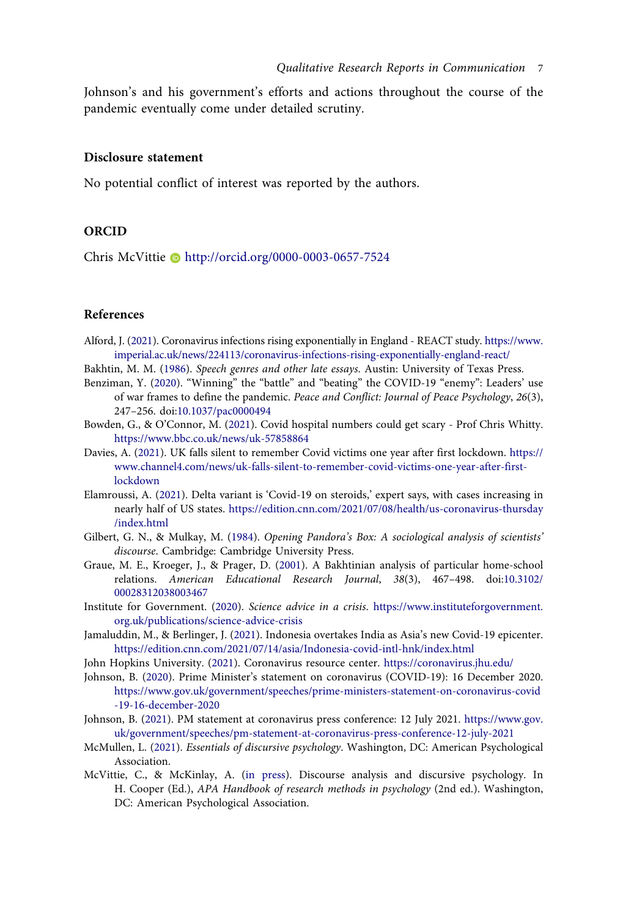Johnson's and his government's efforts and actions throughout the course of the pandemic eventually come under detailed scrutiny.

## Disclosure statement

No potential conflict of interest was reported by the authors.

## ORCID

Chris McVittie http://orcid.org/0000-0003-0657-7524

## References

Alford, J. (2021). Coronavirus infections rising exponentially in England - REACT study. https://www.imperial.ac.uk/news/224113/coronavirus-infections-rising-exponentially-england-react/

Bakhtin, M. M. (1986). *Speech genres and other late essays*. Austin: University of Texas Press.

Benziman, Y. (2020). "Winning" the "battle" and "beating" the COVID-19 "enemy": Leaders' use of war frames to define the pandemic. *Peace and Conflict: Journal of Peace Psychology*, *26*(3), 247–256. doi:10.1037/pac0000494

Bowden, G., & O'Connor, M. (2021). Covid hospital numbers could get scary - Prof Chris Whitty. https://www.bbc.co.uk/news/uk-57858864

Davies, A. (2021). UK falls silent to remember Covid victims one year after first lockdown. https://www.channel4.com/news/uk-falls-silent-to-remember-covid-victims-one-year-after-first-lockdown

Elamroussi, A. (2021). Delta variant is 'Covid-19 on steroids,' expert says, with cases increasing in nearly half of US states. https://edition.cnn.com/2021/07/08/health/us-coronavirus-thursday/index.html

Gilbert, G. N., & Mulkay, M. (1984). *Opening Pandora's Box: A sociological analysis of scientists' discourse*. Cambridge: Cambridge University Press.

Graue, M. E., Kroeger, J., & Prager, D. (2001). A Bakhtinian analysis of particular home-school relations. *American Educational Research Journal*, *38*(3), 467–498. doi:10.3102/00028312038003467

Institute for Government. (2020). *Science advice in a crisis*. https://www.instituteforgovernment.org.uk/publications/science-advice-crisis

Jamaluddin, M., & Berlinger, J. (2021). Indonesia overtakes India as Asia's new Covid-19 epicenter. https://edition.cnn.com/2021/07/14/asia/Indonesia-covid-intl-hnk/index.html

John Hopkins University. (2021). Coronavirus resource center. https://coronavirus.jhu.edu/

Johnson, B. (2020). Prime Minister's statement on coronavirus (COVID-19): 16 December 2020. https://www.gov.uk/government/speeches/prime-ministers-statement-on-coronavirus-covid-19-16-december-2020

Johnson, B. (2021). PM statement at coronavirus press conference: 12 July 2021. https://www.gov.uk/government/speeches/pm-statement-at-coronavirus-press-conference-12-july-2021

McMullen, L. (2021). *Essentials of discursive psychology*. Washington, DC: American Psychological Association.

McVittie, C., & McKinlay, A. (in press). Discourse analysis and discursive psychology. In H. Cooper (Ed.), *APA Handbook of research methods in psychology* (2nd ed.). Washington, DC: American Psychological Association.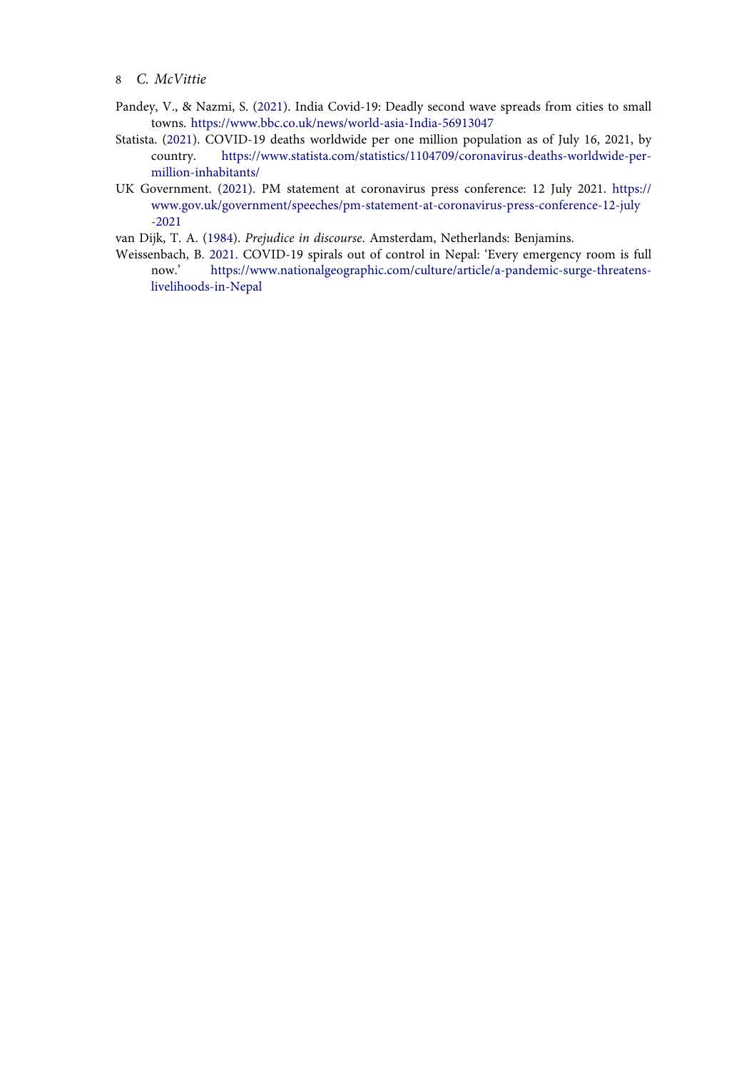Pandey, V., & Nazmi, S. (2021). India Covid-19: Deadly second wave spreads from cities to small towns. https://www.bbc.co.uk/news/world-asia-India-56913047

Statista. (2021). COVID-19 deaths worldwide per one million population as of July 16, 2021, by country. https://www.statista.com/statistics/1104709/coronavirus-deaths-worldwide-per-million-inhabitants/

UK Government. (2021). PM statement at coronavirus press conference: 12 July 2021. https://www.gov.uk/government/speeches/pm-statement-at-coronavirus-press-conference-12-july-2021

van Dijk, T. A. (1984). *Prejudice in discourse*. Amsterdam, Netherlands: Benjamins.

Weissenbach, B. 2021. COVID-19 spirals out of control in Nepal: 'Every emergency room is full now.' https://www.nationalgeographic.com/culture/article/a-pandemic-surge-threatens-livelihoods-in-Nepal